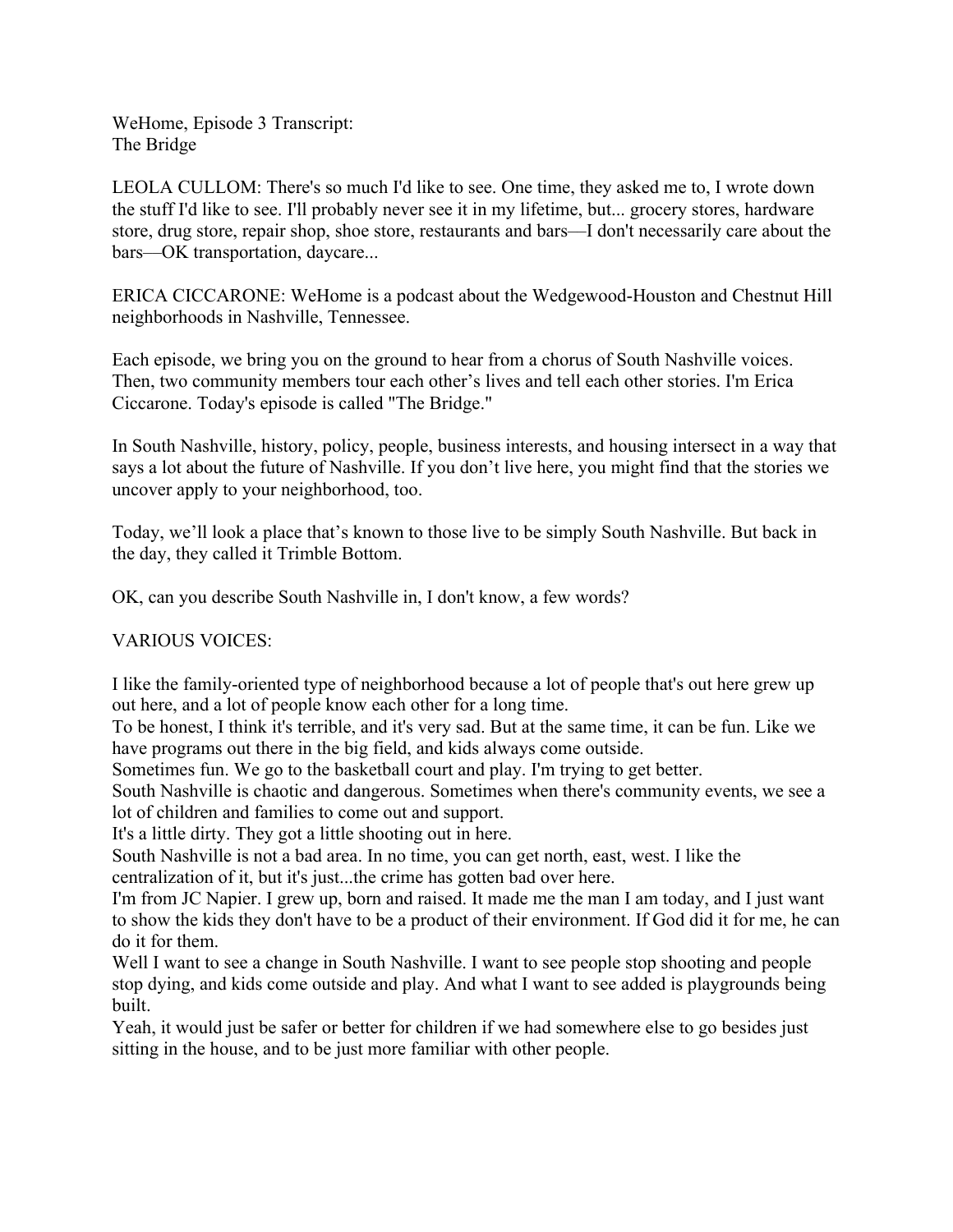WeHome, Episode 3 Transcript:
The Bridge

LEOLA CULLOM: There's so much I'd like to see. One time, they asked me to, I wrote down the stuff I'd like to see. I'll probably never see it in my lifetime, but... grocery stores, hardware store, drug store, repair shop, shoe store, restaurants and bars—I don't necessarily care about the bars—OK transportation, daycare...

ERICA CICCARONE: WeHome is a podcast about the Wedgewood-Houston and Chestnut Hill neighborhoods in Nashville, Tennessee.

Each episode, we bring you on the ground to hear from a chorus of South Nashville voices. Then, two community members tour each other's lives and tell each other stories. I'm Erica Ciccarone. Today's episode is called "The Bridge."

In South Nashville, history, policy, people, business interests, and housing intersect in a way that says a lot about the future of Nashville. If you don't live here, you might find that the stories we uncover apply to your neighborhood, too.

Today, we'll look a place that's known to those live to be simply South Nashville. But back in the day, they called it Trimble Bottom.

OK, can you describe South Nashville in, I don't know, a few words?

VARIOUS VOICES:

I like the family-oriented type of neighborhood because a lot of people that's out here grew up out here, and a lot of people know each other for a long time.
To be honest, I think it's terrible, and it's very sad. But at the same time, it can be fun. Like we have programs out there in the big field, and kids always come outside.
Sometimes fun. We go to the basketball court and play. I'm trying to get better.
South Nashville is chaotic and dangerous. Sometimes when there's community events, we see a lot of children and families to come out and support.
It's a little dirty. They got a little shooting out in here.
South Nashville is not a bad area. In no time, you can get north, east, west. I like the centralization of it, but it's just...the crime has gotten bad over here.
I'm from JC Napier. I grew up, born and raised. It made me the man I am today, and I just want to show the kids they don't have to be a product of their environment. If God did it for me, he can do it for them.
Well I want to see a change in South Nashville. I want to see people stop shooting and people stop dying, and kids come outside and play. And what I want to see added is playgrounds being built.
Yeah, it would just be safer or better for children if we had somewhere else to go besides just sitting in the house, and to be just more familiar with other people.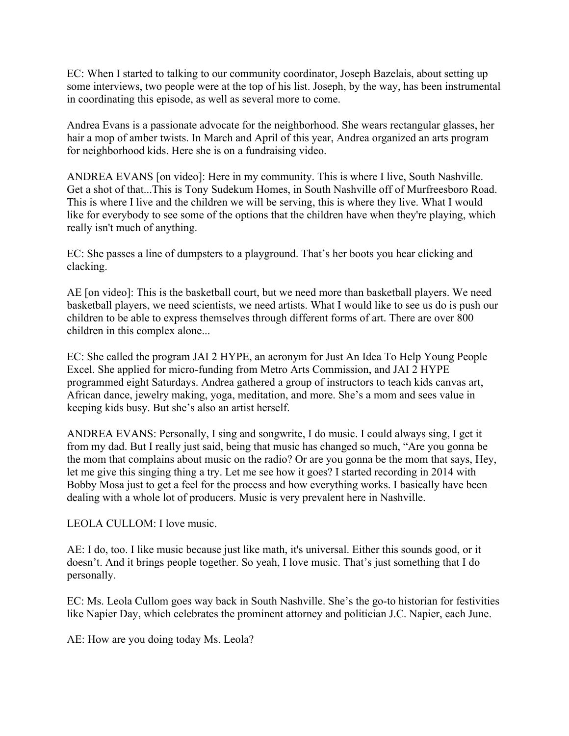EC: When I started to talking to our community coordinator, Joseph Bazelais, about setting up some interviews, two people were at the top of his list. Joseph, by the way, has been instrumental in coordinating this episode, as well as several more to come.

Andrea Evans is a passionate advocate for the neighborhood. She wears rectangular glasses, her hair a mop of amber twists. In March and April of this year, Andrea organized an arts program for neighborhood kids. Here she is on a fundraising video.

ANDREA EVANS [on video]: Here in my community. This is where I live, South Nashville. Get a shot of that...This is Tony Sudekum Homes, in South Nashville off of Murfreesboro Road. This is where I live and the children we will be serving, this is where they live. What I would like for everybody to see some of the options that the children have when they're playing, which really isn't much of anything.

EC: She passes a line of dumpsters to a playground. That's her boots you hear clicking and clacking.

AE [on video]: This is the basketball court, but we need more than basketball players. We need basketball players, we need scientists, we need artists. What I would like to see us do is push our children to be able to express themselves through different forms of art. There are over 800 children in this complex alone...

EC: She called the program JAI 2 HYPE, an acronym for Just An Idea To Help Young People Excel. She applied for micro-funding from Metro Arts Commission, and JAI 2 HYPE programmed eight Saturdays. Andrea gathered a group of instructors to teach kids canvas art, African dance, jewelry making, yoga, meditation, and more. She's a mom and sees value in keeping kids busy. But she's also an artist herself.

ANDREA EVANS: Personally, I sing and songwrite, I do music. I could always sing, I get it from my dad. But I really just said, being that music has changed so much, "Are you gonna be the mom that complains about music on the radio? Or are you gonna be the mom that says, Hey, let me give this singing thing a try. Let me see how it goes? I started recording in 2014 with Bobby Mosa just to get a feel for the process and how everything works. I basically have been dealing with a whole lot of producers. Music is very prevalent here in Nashville.

LEOLA CULLOM: I love music.

AE: I do, too. I like music because just like math, it's universal. Either this sounds good, or it doesn't. And it brings people together. So yeah, I love music. That's just something that I do personally.

EC: Ms. Leola Cullom goes way back in South Nashville. She's the go-to historian for festivities like Napier Day, which celebrates the prominent attorney and politician J.C. Napier, each June.

AE: How are you doing today Ms. Leola?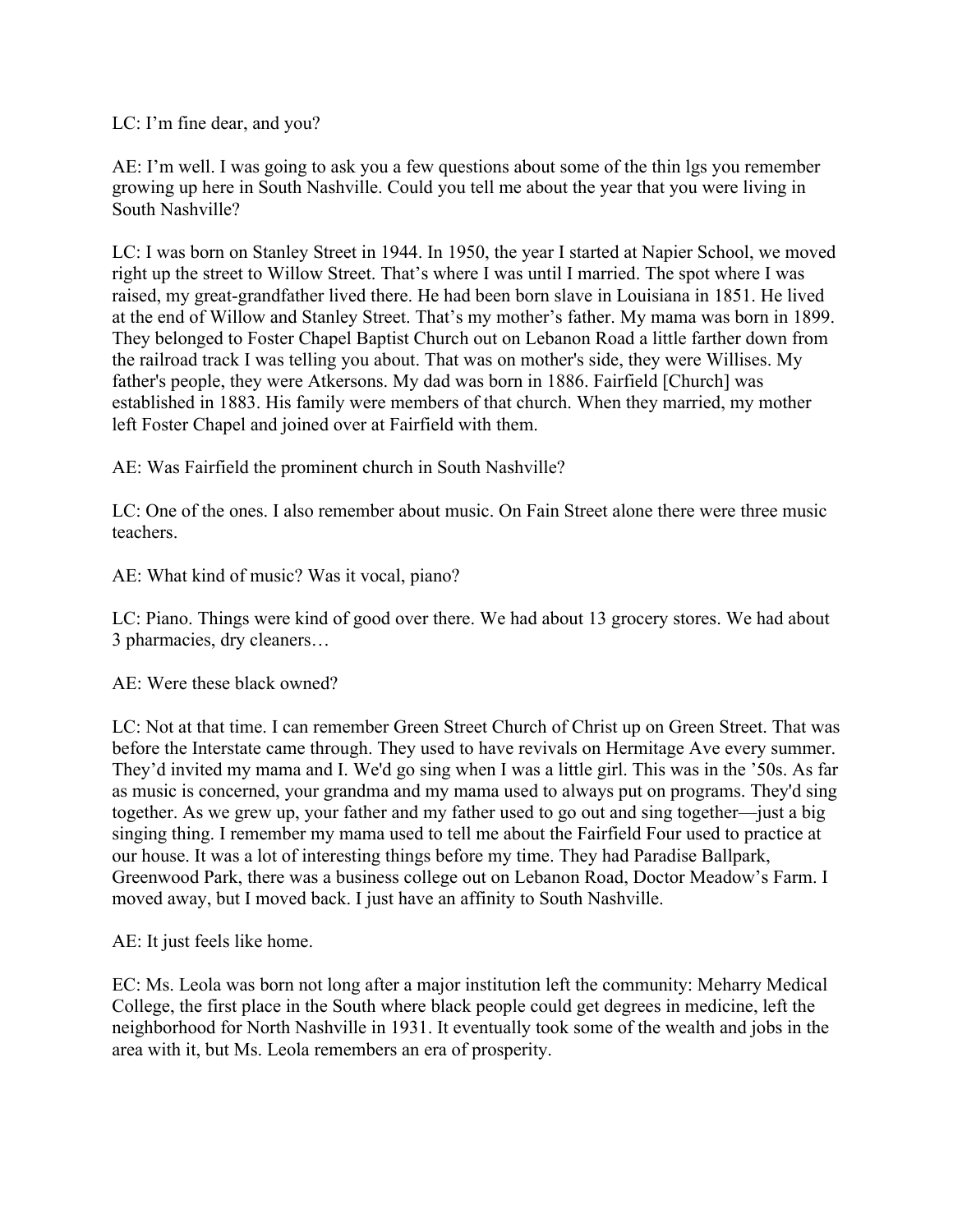LC: I'm fine dear, and you?

AE: I'm well. I was going to ask you a few questions about some of the thin lgs you remember growing up here in South Nashville. Could you tell me about the year that you were living in South Nashville?

LC: I was born on Stanley Street in 1944. In 1950, the year I started at Napier School, we moved right up the street to Willow Street. That's where I was until I married. The spot where I was raised, my great-grandfather lived there. He had been born slave in Louisiana in 1851. He lived at the end of Willow and Stanley Street. That's my mother's father. My mama was born in 1899. They belonged to Foster Chapel Baptist Church out on Lebanon Road a little farther down from the railroad track I was telling you about. That was on mother's side, they were Willises. My father's people, they were Atkersons. My dad was born in 1886. Fairfield [Church] was established in 1883. His family were members of that church. When they married, my mother left Foster Chapel and joined over at Fairfield with them.

AE: Was Fairfield the prominent church in South Nashville?

LC: One of the ones. I also remember about music. On Fain Street alone there were three music teachers.

AE: What kind of music? Was it vocal, piano?

LC: Piano. Things were kind of good over there. We had about 13 grocery stores. We had about 3 pharmacies, dry cleaners…

AE: Were these black owned?

LC: Not at that time. I can remember Green Street Church of Christ up on Green Street. That was before the Interstate came through. They used to have revivals on Hermitage Ave every summer. They'd invited my mama and I. We'd go sing when I was a little girl. This was in the '50s. As far as music is concerned, your grandma and my mama used to always put on programs. They'd sing together. As we grew up, your father and my father used to go out and sing together—just a big singing thing. I remember my mama used to tell me about the Fairfield Four used to practice at our house. It was a lot of interesting things before my time. They had Paradise Ballpark, Greenwood Park, there was a business college out on Lebanon Road, Doctor Meadow's Farm. I moved away, but I moved back. I just have an affinity to South Nashville.

AE: It just feels like home.

EC: Ms. Leola was born not long after a major institution left the community: Meharry Medical College, the first place in the South where black people could get degrees in medicine, left the neighborhood for North Nashville in 1931. It eventually took some of the wealth and jobs in the area with it, but Ms. Leola remembers an era of prosperity.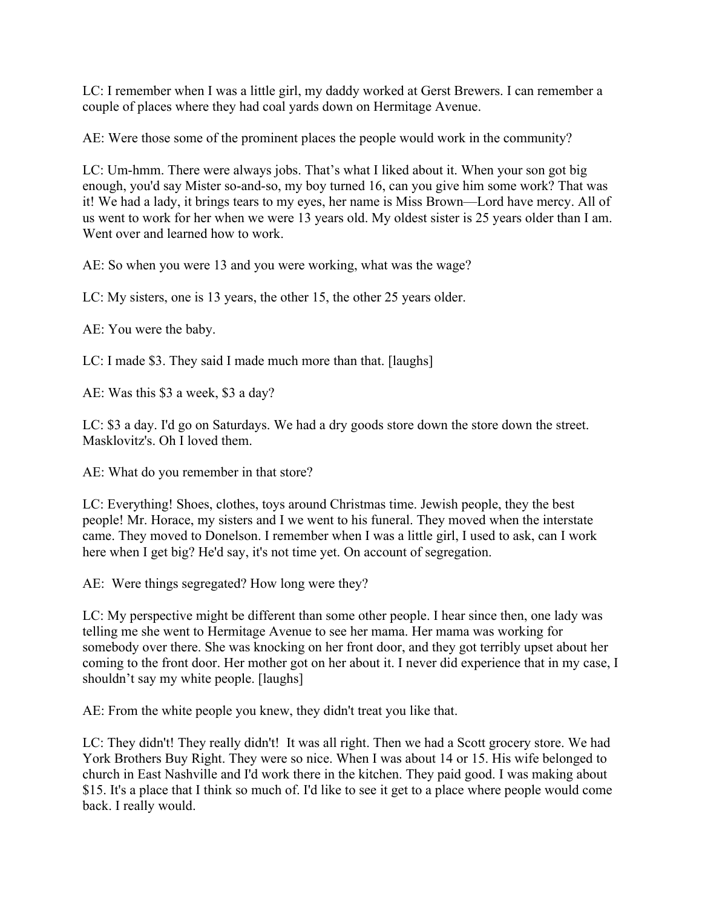LC: I remember when I was a little girl, my daddy worked at Gerst Brewers. I can remember a couple of places where they had coal yards down on Hermitage Avenue.

AE: Were those some of the prominent places the people would work in the community?

LC: Um-hmm. There were always jobs. That's what I liked about it. When your son got big enough, you'd say Mister so-and-so, my boy turned 16, can you give him some work? That was it! We had a lady, it brings tears to my eyes, her name is Miss Brown—Lord have mercy. All of us went to work for her when we were 13 years old. My oldest sister is 25 years older than I am. Went over and learned how to work.

AE: So when you were 13 and you were working, what was the wage?

LC: My sisters, one is 13 years, the other 15, the other 25 years older.

AE: You were the baby.

LC: I made $3. They said I made much more than that. [laughs]

AE: Was this $3 a week, $3 a day?

LC: $3 a day. I'd go on Saturdays. We had a dry goods store down the store down the street. Masklovitz's. Oh I loved them.

AE: What do you remember in that store?

LC: Everything! Shoes, clothes, toys around Christmas time. Jewish people, they the best people! Mr. Horace, my sisters and I we went to his funeral. They moved when the interstate came. They moved to Donelson. I remember when I was a little girl, I used to ask, can I work here when I get big? He'd say, it's not time yet. On account of segregation.

AE: Were things segregated? How long were they?

LC: My perspective might be different than some other people. I hear since then, one lady was telling me she went to Hermitage Avenue to see her mama. Her mama was working for somebody over there. She was knocking on her front door, and they got terribly upset about her coming to the front door. Her mother got on her about it. I never did experience that in my case, I shouldn't say my white people. [laughs]

AE: From the white people you knew, they didn't treat you like that.

LC: They didn't! They really didn't! It was all right. Then we had a Scott grocery store. We had York Brothers Buy Right. They were so nice. When I was about 14 or 15. His wife belonged to church in East Nashville and I'd work there in the kitchen. They paid good. I was making about $15. It's a place that I think so much of. I'd like to see it get to a place where people would come back. I really would.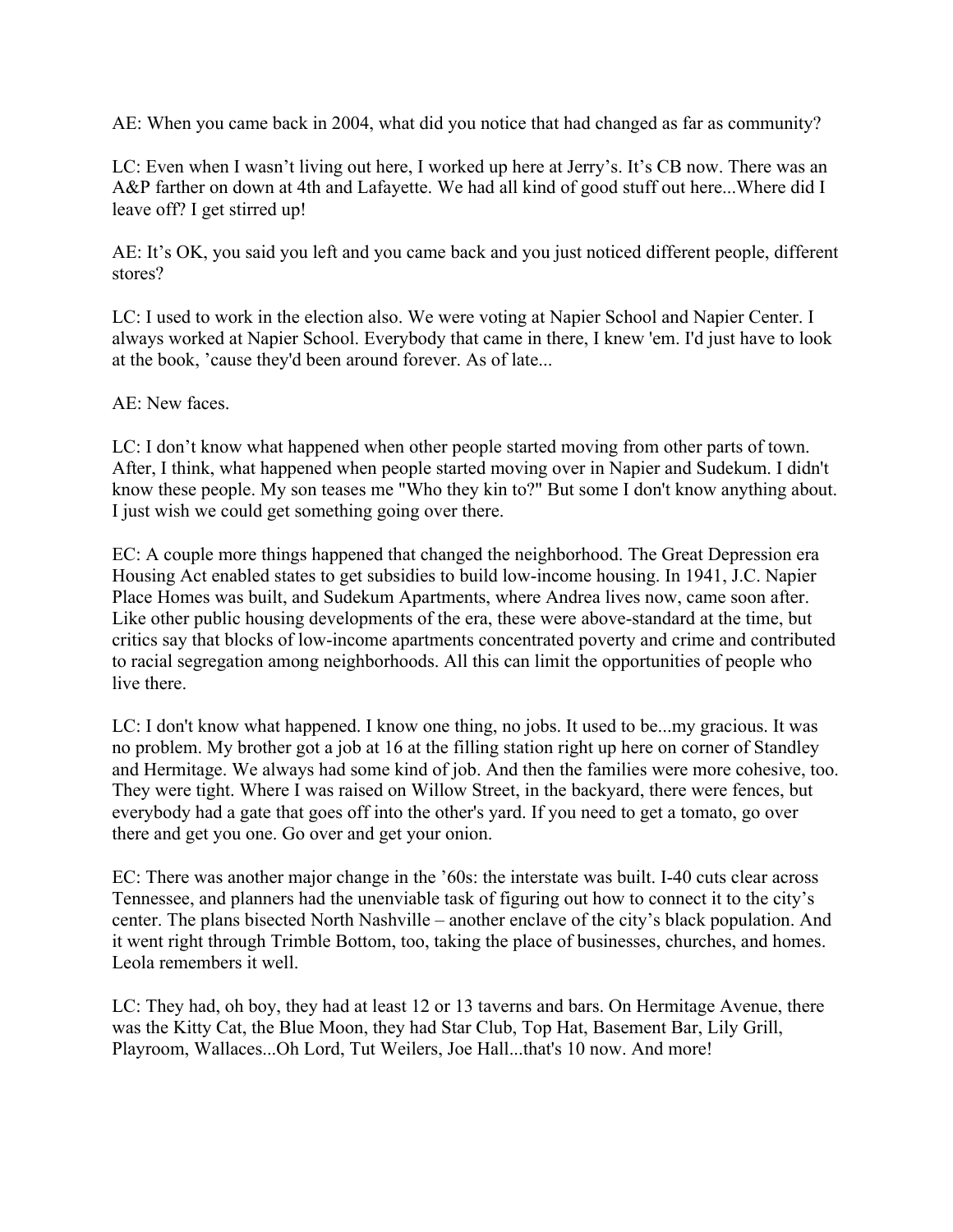AE: When you came back in 2004, what did you notice that had changed as far as community?

LC: Even when I wasn't living out here, I worked up here at Jerry's. It's CB now. There was an A&P farther on down at 4th and Lafayette. We had all kind of good stuff out here...Where did I leave off? I get stirred up!

AE: It's OK, you said you left and you came back and you just noticed different people, different stores?

LC: I used to work in the election also. We were voting at Napier School and Napier Center. I always worked at Napier School. Everybody that came in there, I knew 'em. I'd just have to look at the book, 'cause they'd been around forever. As of late...

AE: New faces.

LC: I don't know what happened when other people started moving from other parts of town. After, I think, what happened when people started moving over in Napier and Sudekum. I didn't know these people. My son teases me "Who they kin to?" But some I don't know anything about. I just wish we could get something going over there.

EC: A couple more things happened that changed the neighborhood. The Great Depression era Housing Act enabled states to get subsidies to build low-income housing. In 1941, J.C. Napier Place Homes was built, and Sudekum Apartments, where Andrea lives now, came soon after. Like other public housing developments of the era, these were above-standard at the time, but critics say that blocks of low-income apartments concentrated poverty and crime and contributed to racial segregation among neighborhoods. All this can limit the opportunities of people who live there.

LC: I don't know what happened. I know one thing, no jobs. It used to be...my gracious. It was no problem. My brother got a job at 16 at the filling station right up here on corner of Standley and Hermitage. We always had some kind of job. And then the families were more cohesive, too. They were tight. Where I was raised on Willow Street, in the backyard, there were fences, but everybody had a gate that goes off into the other's yard. If you need to get a tomato, go over there and get you one. Go over and get your onion.

EC: There was another major change in the '60s: the interstate was built. I-40 cuts clear across Tennessee, and planners had the unenviable task of figuring out how to connect it to the city's center. The plans bisected North Nashville – another enclave of the city's black population. And it went right through Trimble Bottom, too, taking the place of businesses, churches, and homes. Leola remembers it well.

LC: They had, oh boy, they had at least 12 or 13 taverns and bars. On Hermitage Avenue, there was the Kitty Cat, the Blue Moon, they had Star Club, Top Hat, Basement Bar, Lily Grill, Playroom, Wallaces...Oh Lord, Tut Weilers, Joe Hall...that's 10 now. And more!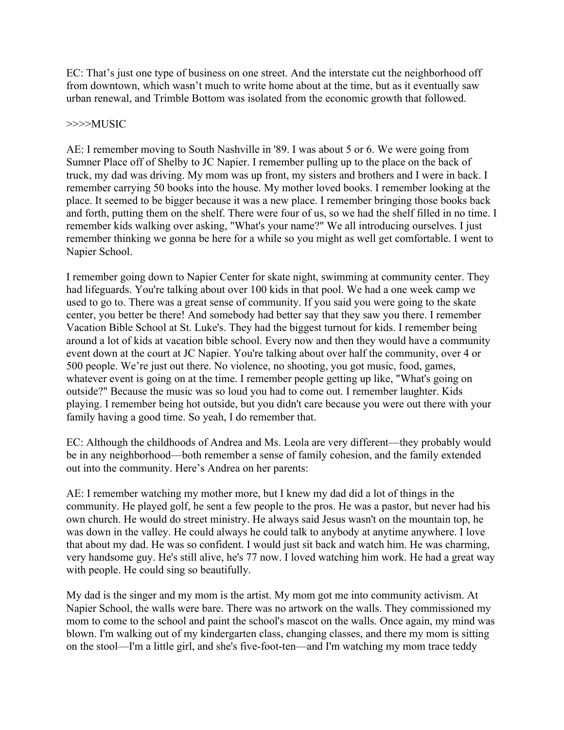EC: That's just one type of business on one street. And the interstate cut the neighborhood off from downtown, which wasn't much to write home about at the time, but as it eventually saw urban renewal, and Trimble Bottom was isolated from the economic growth that followed.

>>>>MUSIC

AE: I remember moving to South Nashville in '89. I was about 5 or 6. We were going from Sumner Place off of Shelby to JC Napier. I remember pulling up to the place on the back of truck, my dad was driving. My mom was up front, my sisters and brothers and I were in back. I remember carrying 50 books into the house. My mother loved books. I remember looking at the place. It seemed to be bigger because it was a new place. I remember bringing those books back and forth, putting them on the shelf. There were four of us, so we had the shelf filled in no time. I remember kids walking over asking, "What's your name?" We all introducing ourselves. I just remember thinking we gonna be here for a while so you might as well get comfortable. I went to Napier School.

I remember going down to Napier Center for skate night, swimming at community center. They had lifeguards. You're talking about over 100 kids in that pool. We had a one week camp we used to go to. There was a great sense of community. If you said you were going to the skate center, you better be there! And somebody had better say that they saw you there. I remember Vacation Bible School at St. Luke's. They had the biggest turnout for kids. I remember being around a lot of kids at vacation bible school. Every now and then they would have a community event down at the court at JC Napier. You're talking about over half the community, over 4 or 500 people. We're just out there. No violence, no shooting, you got music, food, games, whatever event is going on at the time. I remember people getting up like, "What's going on outside?" Because the music was so loud you had to come out. I remember laughter. Kids playing. I remember being hot outside, but you didn't care because you were out there with your family having a good time. So yeah, I do remember that.

EC: Although the childhoods of Andrea and Ms. Leola are very different—they probably would be in any neighborhood—both remember a sense of family cohesion, and the family extended out into the community. Here's Andrea on her parents:

AE: I remember watching my mother more, but I knew my dad did a lot of things in the community. He played golf, he sent a few people to the pros. He was a pastor, but never had his own church. He would do street ministry. He always said Jesus wasn't on the mountain top, he was down in the valley. He could always he could talk to anybody at anytime anywhere. I love that about my dad. He was so confident. I would just sit back and watch him. He was charming, very handsome guy. He's still alive, he's 77 now. I loved watching him work. He had a great way with people. He could sing so beautifully.

My dad is the singer and my mom is the artist. My mom got me into community activism. At Napier School, the walls were bare. There was no artwork on the walls. They commissioned my mom to come to the school and paint the school's mascot on the walls. Once again, my mind was blown. I'm walking out of my kindergarten class, changing classes, and there my mom is sitting on the stool—I'm a little girl, and she's five-foot-ten—and I'm watching my mom trace teddy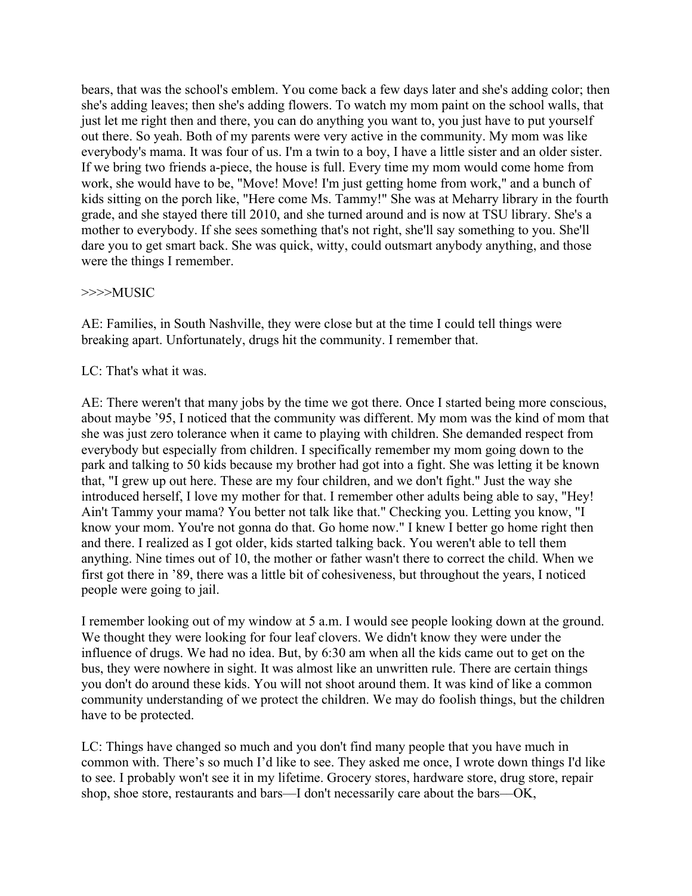bears, that was the school's emblem. You come back a few days later and she's adding color; then she's adding leaves; then she's adding flowers. To watch my mom paint on the school walls, that just let me right then and there, you can do anything you want to, you just have to put yourself out there. So yeah. Both of my parents were very active in the community. My mom was like everybody's mama. It was four of us. I'm a twin to a boy, I have a little sister and an older sister. If we bring two friends a-piece, the house is full. Every time my mom would come home from work, she would have to be, "Move! Move! I'm just getting home from work," and a bunch of kids sitting on the porch like, "Here come Ms. Tammy!" She was at Meharry library in the fourth grade, and she stayed there till 2010, and she turned around and is now at TSU library. She's a mother to everybody. If she sees something that's not right, she'll say something to you. She'll dare you to get smart back. She was quick, witty, could outsmart anybody anything, and those were the things I remember.

>>>>MUSIC

AE: Families, in South Nashville, they were close but at the time I could tell things were breaking apart. Unfortunately, drugs hit the community. I remember that.

LC: That's what it was.

AE: There weren't that many jobs by the time we got there. Once I started being more conscious, about maybe ’95, I noticed that the community was different. My mom was the kind of mom that she was just zero tolerance when it came to playing with children. She demanded respect from everybody but especially from children. I specifically remember my mom going down to the park and talking to 50 kids because my brother had got into a fight. She was letting it be known that, "I grew up out here. These are my four children, and we don't fight." Just the way she introduced herself, I love my mother for that. I remember other adults being able to say, "Hey! Ain't Tammy your mama? You better not talk like that." Checking you. Letting you know, "I know your mom. You're not gonna do that. Go home now." I knew I better go home right then and there. I realized as I got older, kids started talking back. You weren't able to tell them anything. Nine times out of 10, the mother or father wasn't there to correct the child. When we first got there in ’89, there was a little bit of cohesiveness, but throughout the years, I noticed people were going to jail.

I remember looking out of my window at 5 a.m. I would see people looking down at the ground. We thought they were looking for four leaf clovers. We didn't know they were under the influence of drugs. We had no idea. But, by 6:30 am when all the kids came out to get on the bus, they were nowhere in sight. It was almost like an unwritten rule. There are certain things you don't do around these kids. You will not shoot around them. It was kind of like a common community understanding of we protect the children. We may do foolish things, but the children have to be protected.

LC: Things have changed so much and you don't find many people that you have much in common with. There’s so much I’d like to see. They asked me once, I wrote down things I'd like to see. I probably won't see it in my lifetime. Grocery stores, hardware store, drug store, repair shop, shoe store, restaurants and bars—I don't necessarily care about the bars—OK,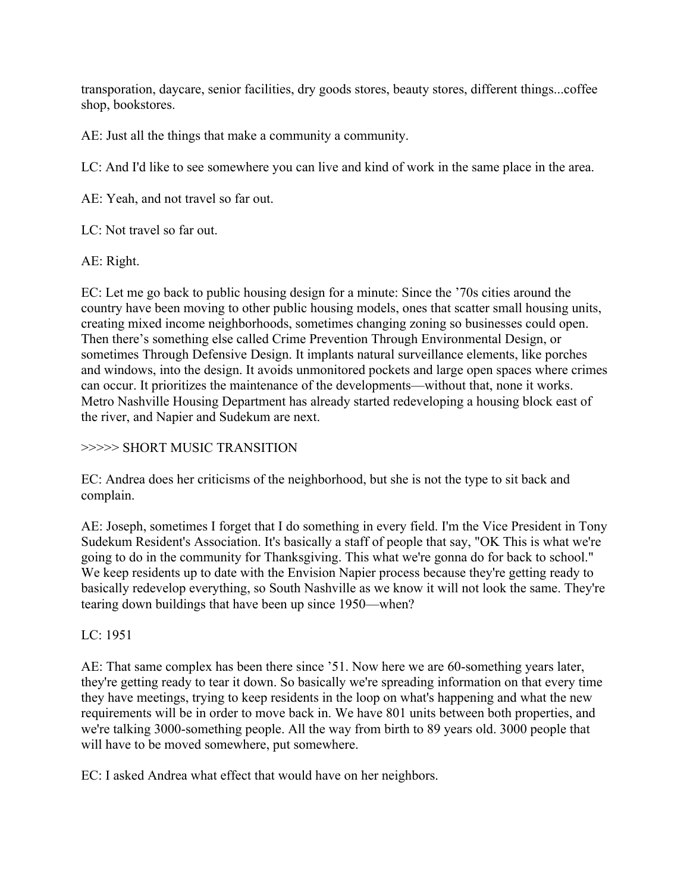transporation, daycare, senior facilities, dry goods stores, beauty stores, different things...coffee shop, bookstores.

AE: Just all the things that make a community a community.

LC: And I'd like to see somewhere you can live and kind of work in the same place in the area.

AE: Yeah, and not travel so far out.

LC: Not travel so far out.

AE: Right.

EC: Let me go back to public housing design for a minute: Since the ’70s cities around the country have been moving to other public housing models, ones that scatter small housing units, creating mixed income neighborhoods, sometimes changing zoning so businesses could open. Then there’s something else called Crime Prevention Through Environmental Design, or sometimes Through Defensive Design. It implants natural surveillance elements, like porches and windows, into the design. It avoids unmonitored pockets and large open spaces where crimes can occur. It prioritizes the maintenance of the developments—without that, none it works. Metro Nashville Housing Department has already started redeveloping a housing block east of the river, and Napier and Sudekum are next.

>>>>> SHORT MUSIC TRANSITION

EC: Andrea does her criticisms of the neighborhood, but she is not the type to sit back and complain.

AE: Joseph, sometimes I forget that I do something in every field. I'm the Vice President in Tony Sudekum Resident's Association. It's basically a staff of people that say, "OK This is what we're going to do in the community for Thanksgiving. This what we're gonna do for back to school." We keep residents up to date with the Envision Napier process because they're getting ready to basically redevelop everything, so South Nashville as we know it will not look the same. They're tearing down buildings that have been up since 1950—when?

LC: 1951

AE: That same complex has been there since ’51. Now here we are 60-something years later, they're getting ready to tear it down. So basically we're spreading information on that every time they have meetings, trying to keep residents in the loop on what's happening and what the new requirements will be in order to move back in. We have 801 units between both properties, and we're talking 3000-something people. All the way from birth to 89 years old. 3000 people that will have to be moved somewhere, put somewhere.

EC: I asked Andrea what effect that would have on her neighbors.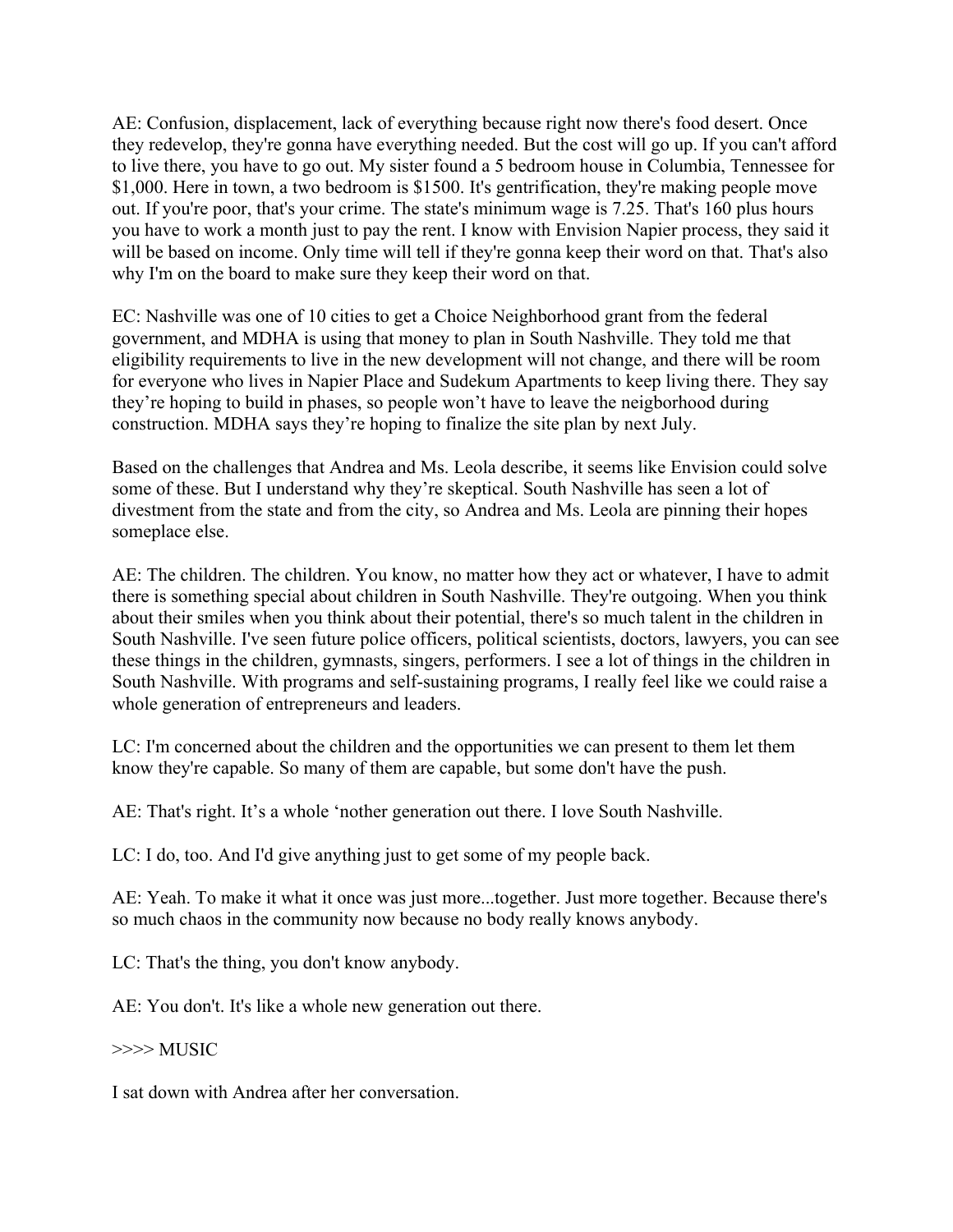AE: Confusion, displacement, lack of everything because right now there's food desert. Once they redevelop, they're gonna have everything needed. But the cost will go up. If you can't afford to live there, you have to go out. My sister found a 5 bedroom house in Columbia, Tennessee for $1,000. Here in town, a two bedroom is $1500. It's gentrification, they're making people move out. If you're poor, that's your crime. The state's minimum wage is 7.25. That's 160 plus hours you have to work a month just to pay the rent. I know with Envision Napier process, they said it will be based on income. Only time will tell if they're gonna keep their word on that. That's also why I'm on the board to make sure they keep their word on that.

EC: Nashville was one of 10 cities to get a Choice Neighborhood grant from the federal government, and MDHA is using that money to plan in South Nashville. They told me that eligibility requirements to live in the new development will not change, and there will be room for everyone who lives in Napier Place and Sudekum Apartments to keep living there. They say they're hoping to build in phases, so people won't have to leave the neigborhood during construction. MDHA says they're hoping to finalize the site plan by next July.

Based on the challenges that Andrea and Ms. Leola describe, it seems like Envision could solve some of these. But I understand why they're skeptical. South Nashville has seen a lot of divestment from the state and from the city, so Andrea and Ms. Leola are pinning their hopes someplace else.

AE: The children. The children. You know, no matter how they act or whatever, I have to admit there is something special about children in South Nashville. They're outgoing. When you think about their smiles when you think about their potential, there's so much talent in the children in South Nashville. I've seen future police officers, political scientists, doctors, lawyers, you can see these things in the children, gymnasts, singers, performers. I see a lot of things in the children in South Nashville. With programs and self-sustaining programs, I really feel like we could raise a whole generation of entrepreneurs and leaders.

LC: I'm concerned about the children and the opportunities we can present to them let them know they're capable. So many of them are capable, but some don't have the push.

AE: That's right. It's a whole 'nother generation out there. I love South Nashville.

LC: I do, too. And I'd give anything just to get some of my people back.

AE: Yeah. To make it what it once was just more...together. Just more together. Because there's so much chaos in the community now because no body really knows anybody.

LC: That's the thing, you don't know anybody.

AE: You don't. It's like a whole new generation out there.

>>>> MUSIC

I sat down with Andrea after her conversation.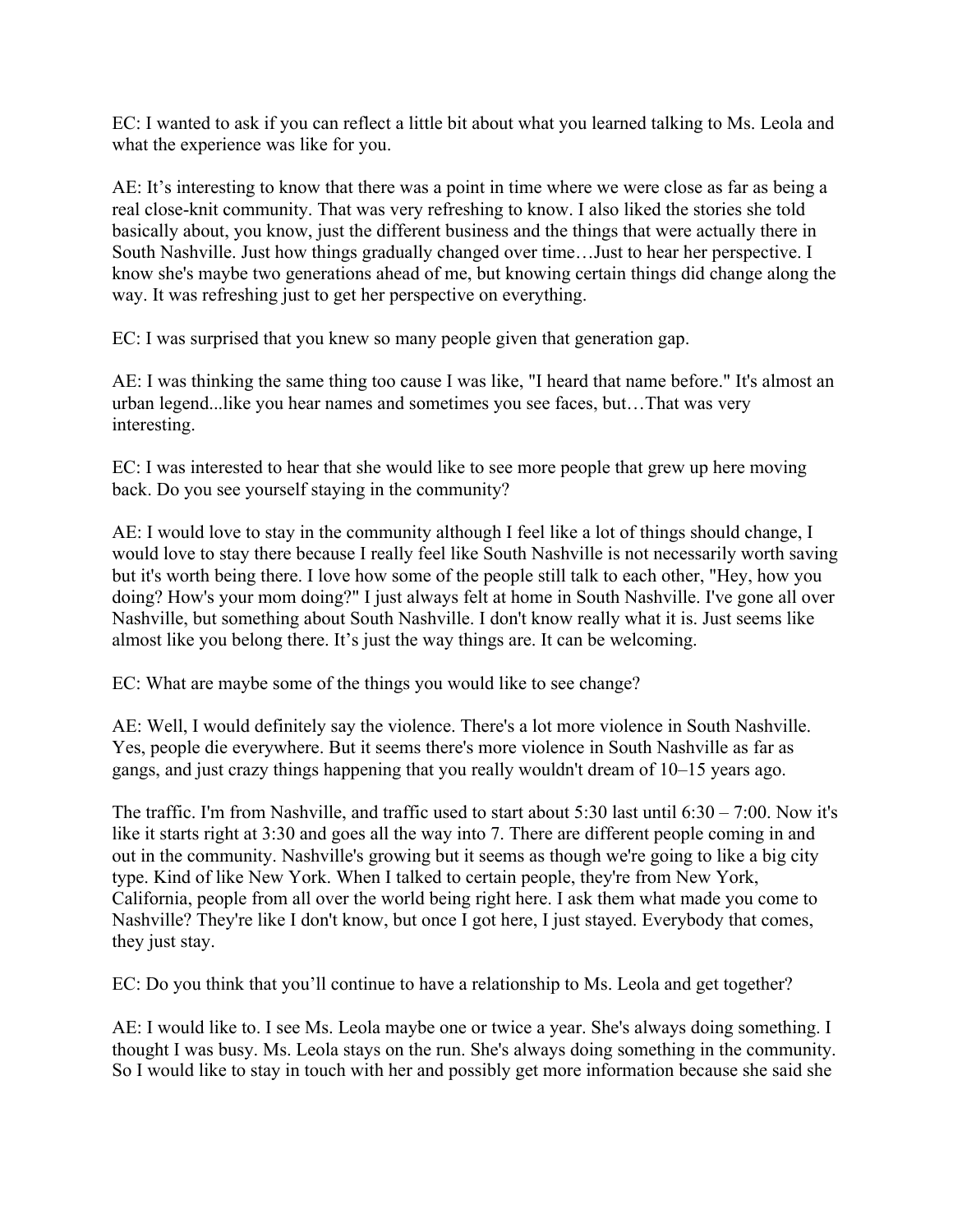EC: I wanted to ask if you can reflect a little bit about what you learned talking to Ms. Leola and what the experience was like for you.

AE: It's interesting to know that there was a point in time where we were close as far as being a real close-knit community. That was very refreshing to know. I also liked the stories she told basically about, you know, just the different business and the things that were actually there in South Nashville. Just how things gradually changed over time…Just to hear her perspective. I know she's maybe two generations ahead of me, but knowing certain things did change along the way. It was refreshing just to get her perspective on everything.

EC: I was surprised that you knew so many people given that generation gap.

AE: I was thinking the same thing too cause I was like, "I heard that name before." It's almost an urban legend...like you hear names and sometimes you see faces, but…That was very interesting.

EC: I was interested to hear that she would like to see more people that grew up here moving back. Do you see yourself staying in the community?

AE: I would love to stay in the community although I feel like a lot of things should change, I would love to stay there because I really feel like South Nashville is not necessarily worth saving but it's worth being there. I love how some of the people still talk to each other, "Hey, how you doing? How's your mom doing?" I just always felt at home in South Nashville. I've gone all over Nashville, but something about South Nashville. I don't know really what it is. Just seems like almost like you belong there. It's just the way things are. It can be welcoming.

EC: What are maybe some of the things you would like to see change?

AE: Well, I would definitely say the violence. There's a lot more violence in South Nashville. Yes, people die everywhere. But it seems there's more violence in South Nashville as far as gangs, and just crazy things happening that you really wouldn't dream of 10–15 years ago.

The traffic. I'm from Nashville, and traffic used to start about 5:30 last until 6:30 – 7:00. Now it's like it starts right at 3:30 and goes all the way into 7. There are different people coming in and out in the community. Nashville's growing but it seems as though we're going to like a big city type. Kind of like New York. When I talked to certain people, they're from New York, California, people from all over the world being right here. I ask them what made you come to Nashville? They're like I don't know, but once I got here, I just stayed. Everybody that comes, they just stay.

EC: Do you think that you'll continue to have a relationship to Ms. Leola and get together?

AE: I would like to. I see Ms. Leola maybe one or twice a year. She's always doing something. I thought I was busy. Ms. Leola stays on the run. She's always doing something in the community. So I would like to stay in touch with her and possibly get more information because she said she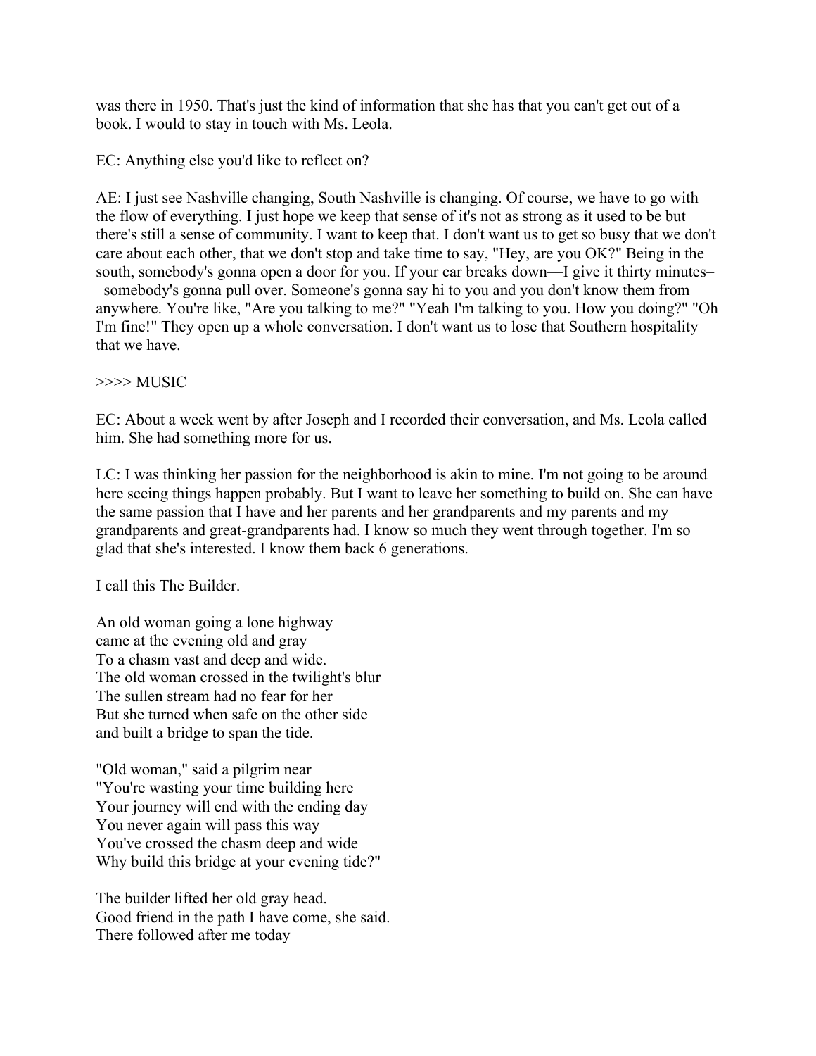was there in 1950. That's just the kind of information that she has that you can't get out of a book. I would to stay in touch with Ms. Leola.

EC: Anything else you'd like to reflect on?

AE: I just see Nashville changing, South Nashville is changing. Of course, we have to go with the flow of everything. I just hope we keep that sense of it's not as strong as it used to be but there's still a sense of community. I want to keep that. I don't want us to get so busy that we don't care about each other, that we don't stop and take time to say, "Hey, are you OK?" Being in the south, somebody's gonna open a door for you. If your car breaks down—I give it thirty minutes––somebody's gonna pull over. Someone's gonna say hi to you and you don't know them from anywhere. You're like, "Are you talking to me?" "Yeah I'm talking to you. How you doing?" "Oh I'm fine!" They open up a whole conversation. I don't want us to lose that Southern hospitality that we have.

>>>> MUSIC

EC: About a week went by after Joseph and I recorded their conversation, and Ms. Leola called him. She had something more for us.

LC: I was thinking her passion for the neighborhood is akin to mine. I'm not going to be around here seeing things happen probably. But I want to leave her something to build on. She can have the same passion that I have and her parents and her grandparents and my parents and my grandparents and great-grandparents had. I know so much they went through together. I'm so glad that she's interested. I know them back 6 generations.

I call this The Builder.

An old woman going a lone highway
came at the evening old and gray
To a chasm vast and deep and wide.
The old woman crossed in the twilight's blur
The sullen stream had no fear for her
But she turned when safe on the other side
and built a bridge to span the tide.

"Old woman," said a pilgrim near
"You're wasting your time building here
Your journey will end with the ending day
You never again will pass this way
You've crossed the chasm deep and wide
Why build this bridge at your evening tide?"

The builder lifted her old gray head.
Good friend in the path I have come, she said.
There followed after me today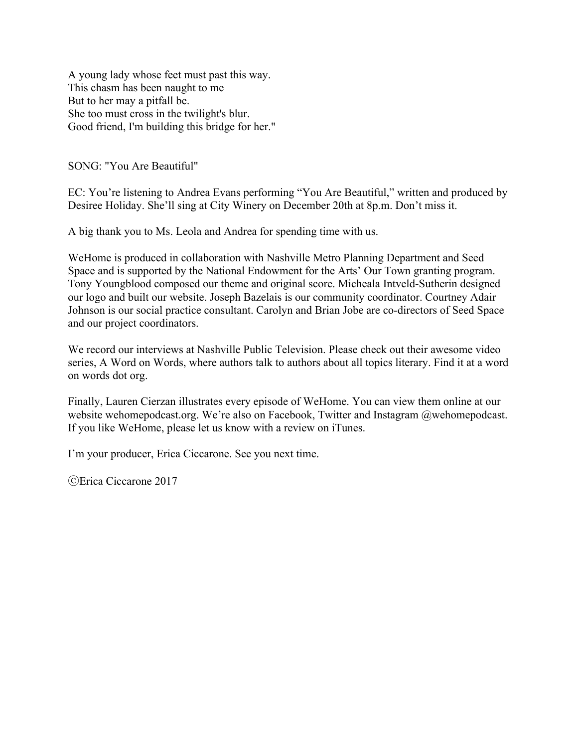A young lady whose feet must past this way.
This chasm has been naught to me
But to her may a pitfall be.
She too must cross in the twilight's blur.
Good friend, I'm building this bridge for her."

SONG: "You Are Beautiful"

EC: You're listening to Andrea Evans performing "You Are Beautiful," written and produced by Desiree Holiday. She'll sing at City Winery on December 20th at 8p.m. Don't miss it.

A big thank you to Ms. Leola and Andrea for spending time with us.

WeHome is produced in collaboration with Nashville Metro Planning Department and Seed Space and is supported by the National Endowment for the Arts' Our Town granting program. Tony Youngblood composed our theme and original score. Micheala Intveld-Sutherin designed our logo and built our website. Joseph Bazelais is our community coordinator. Courtney Adair Johnson is our social practice consultant. Carolyn and Brian Jobe are co-directors of Seed Space and our project coordinators.

We record our interviews at Nashville Public Television. Please check out their awesome video series, A Word on Words, where authors talk to authors about all topics literary. Find it at a word on words dot org.

Finally, Lauren Cierzan illustrates every episode of WeHome. You can view them online at our website wehomepodcast.org. We're also on Facebook, Twitter and Instagram @wehomepodcast. If you like WeHome, please let us know with a review on iTunes.

I'm your producer, Erica Ciccarone. See you next time.

ⒸErica Ciccarone 2017